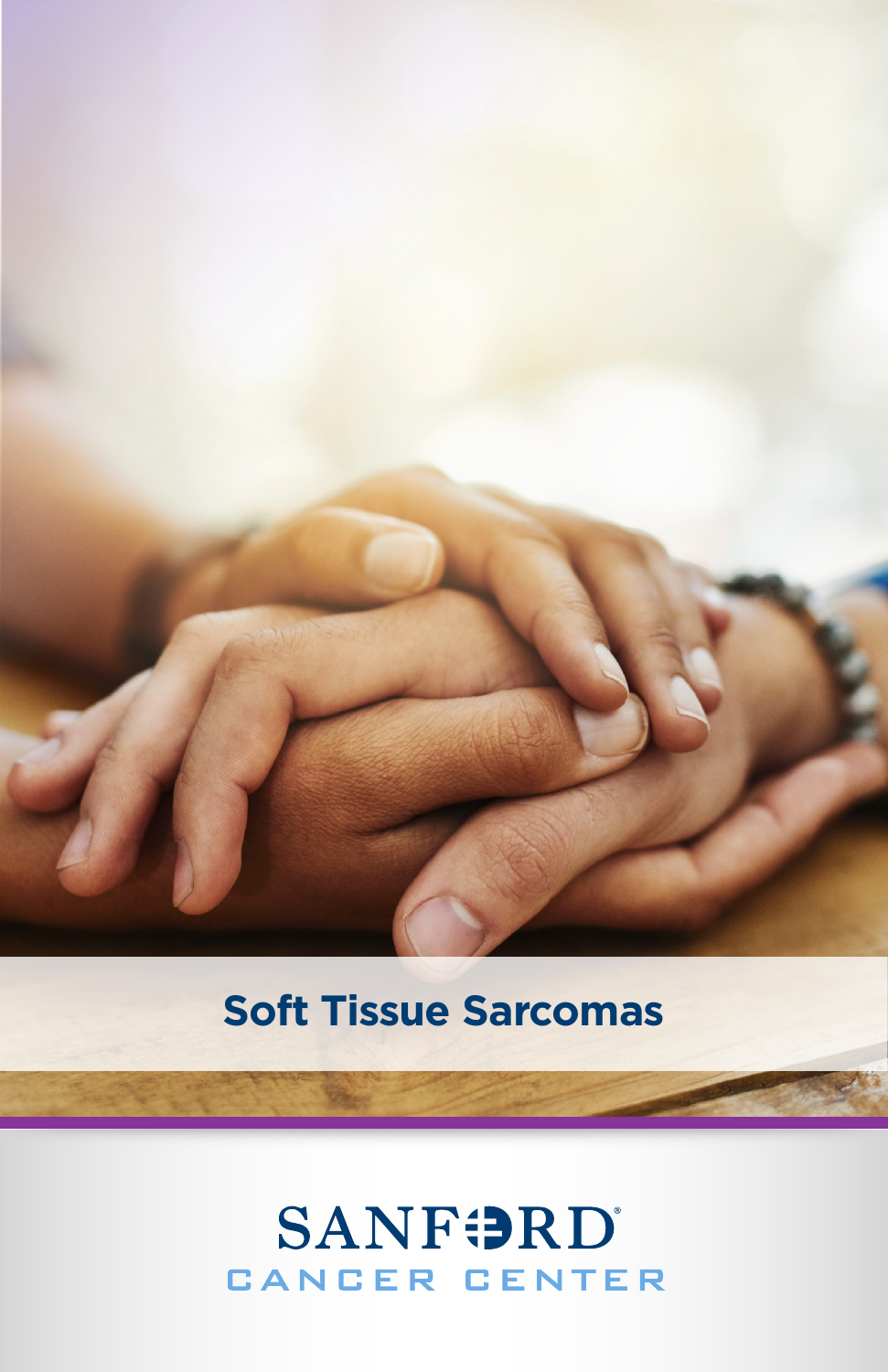# Soft Tissue Sarcomas

SANFORD

CANCER CENTER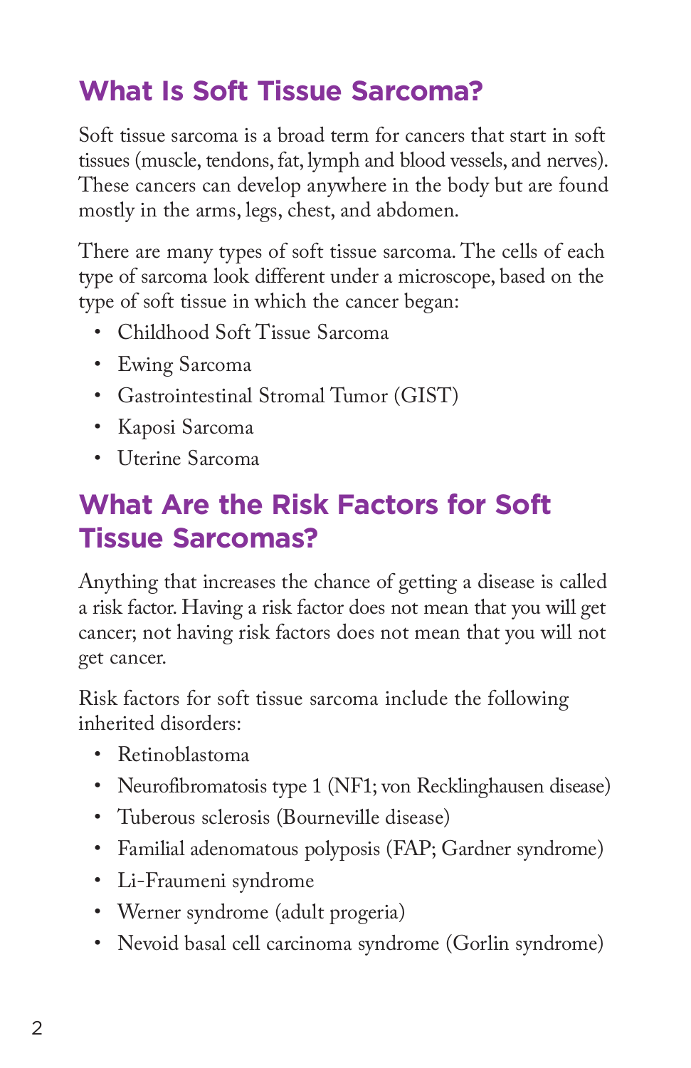## What Is Soft Tissue Sarcoma?

Soft tissue sarcoma is a broad term for cancers that start in soft tissues (muscle, tendons, fat, lymph and blood vessels, and nerves). These cancers can develop anywhere in the body but are found mostly in the arms, legs, chest, and abdomen.

There are many types of soft tissue sarcoma. The cells of each type of sarcoma look different under a microscope, based on the type of soft tissue in which the cancer began:

- Childhood Soft Tissue Sarcoma
- Ewing Sarcoma
- Gastrointestinal Stromal Tumor (GIST)
- Kaposi Sarcoma
- Uterine Sarcoma

## What Are the Risk Factors for Soft Tissue Sarcomas?

Anything that increases the chance of getting a disease is called a risk factor. Having a risk factor does not mean that you will get cancer; not having risk factors does not mean that you will not get cancer.

Risk factors for soft tissue sarcoma include the following inherited disorders:

- Retinoblastoma
- Neurofibromatosis type 1 (NF1; von Recklinghausen disease)
- Tuberous sclerosis (Bourneville disease)
- Familial adenomatous polyposis (FAP; Gardner syndrome)
- Li-Fraumeni syndrome
- Werner syndrome (adult progeria)
- Nevoid basal cell carcinoma syndrome (Gorlin syndrome)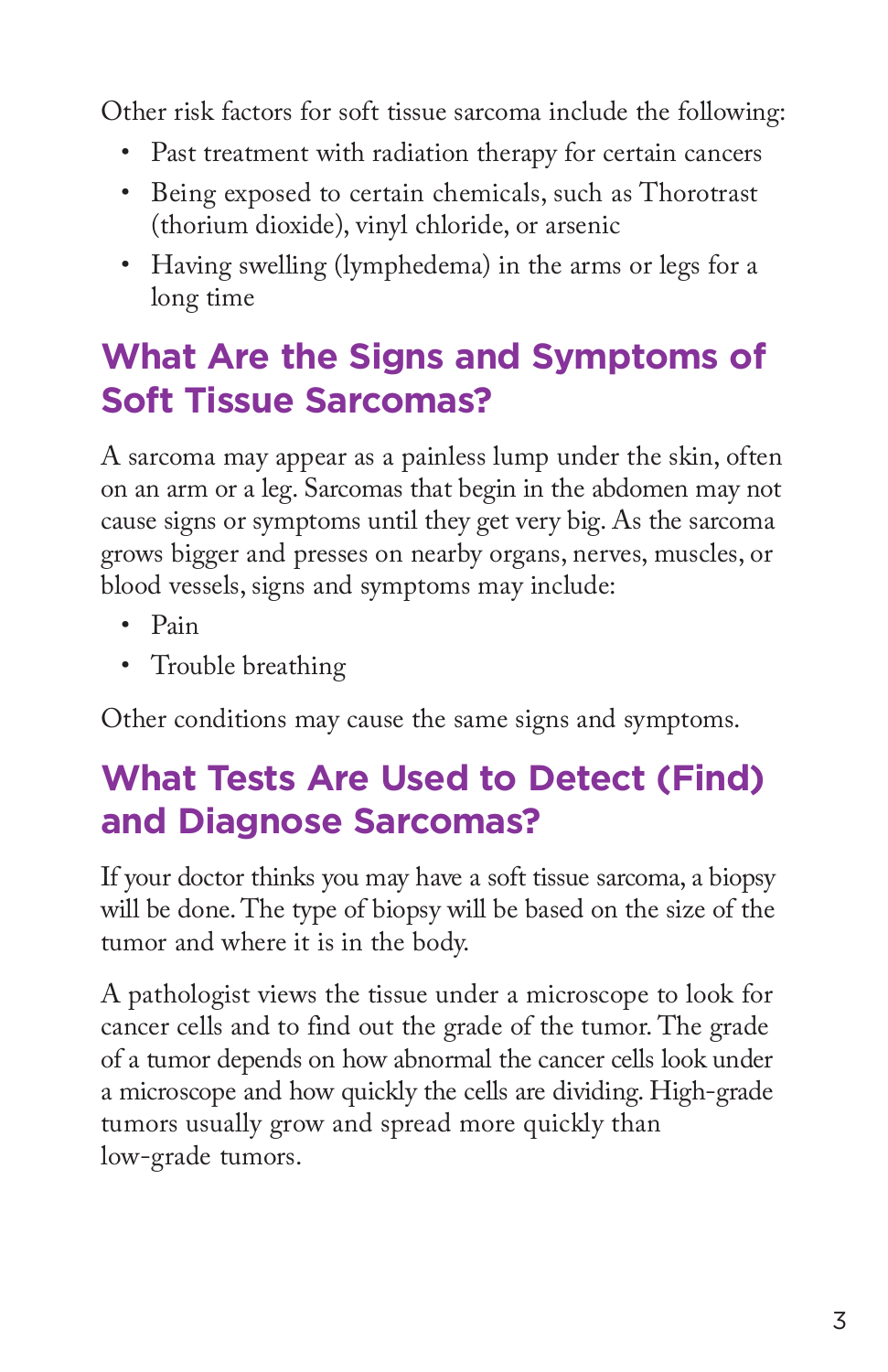Other risk factors for soft tissue sarcoma include the following:

- Past treatment with radiation therapy for certain cancers
- Being exposed to certain chemicals, such as Thorotrast (thorium dioxide), vinyl chloride, or arsenic
- Having swelling (lymphedema) in the arms or legs for a long time

## What Are the Signs and Symptoms of Soft Tissue Sarcomas?

A sarcoma may appear as a painless lump under the skin, often on an arm or a leg. Sarcomas that begin in the abdomen may not cause signs or symptoms until they get very big. As the sarcoma grows bigger and presses on nearby organs, nerves, muscles, or blood vessels, signs and symptoms may include:

- Pain
- Trouble breathing

Other conditions may cause the same signs and symptoms.

## What Tests Are Used to Detect (Find) and Diagnose Sarcomas?

If your doctor thinks you may have a soft tissue sarcoma, a biopsy will be done. The type of biopsy will be based on the size of the tumor and where it is in the body.

A pathologist views the tissue under a microscope to look for cancer cells and to find out the grade of the tumor. The grade of a tumor depends on how abnormal the cancer cells look under a microscope and how quickly the cells are dividing. High-grade tumors usually grow and spread more quickly than low-grade tumors.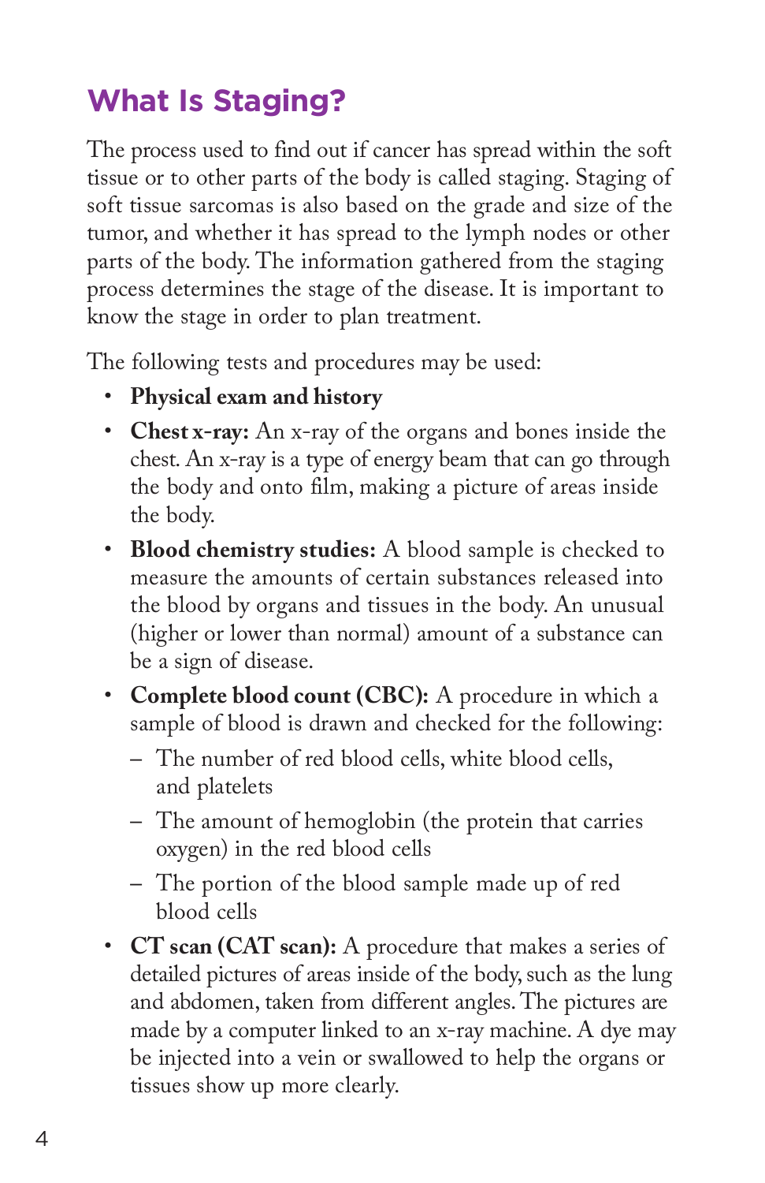## What Is Staging?

The process used to find out if cancer has spread within the soft tissue or to other parts of the body is called staging. Staging of soft tissue sarcomas is also based on the grade and size of the tumor, and whether it has spread to the lymph nodes or other parts of the body. The information gathered from the staging process determines the stage of the disease. It is important to know the stage in order to plan treatment.

The following tests and procedures may be used:

- **Physical exam and history**
- **Chest x-ray:** An x-ray of the organs and bones inside the chest. An x-ray is a type of energy beam that can go through the body and onto film, making a picture of areas inside the body.
- **Blood chemistry studies:** A blood sample is checked to measure the amounts of certain substances released into the blood by organs and tissues in the body. An unusual (higher or lower than normal) amount of a substance can be a sign of disease.
- **Complete blood count (CBC):** A procedure in which a sample of blood is drawn and checked for the following:
  - The number of red blood cells, white blood cells, and platelets
  - The amount of hemoglobin (the protein that carries oxygen) in the red blood cells
  - The portion of the blood sample made up of red blood cells
- **CT scan (CAT scan):** A procedure that makes a series of detailed pictures of areas inside of the body, such as the lung and abdomen, taken from different angles. The pictures are made by a computer linked to an x-ray machine. A dye may be injected into a vein or swallowed to help the organs or tissues show up more clearly.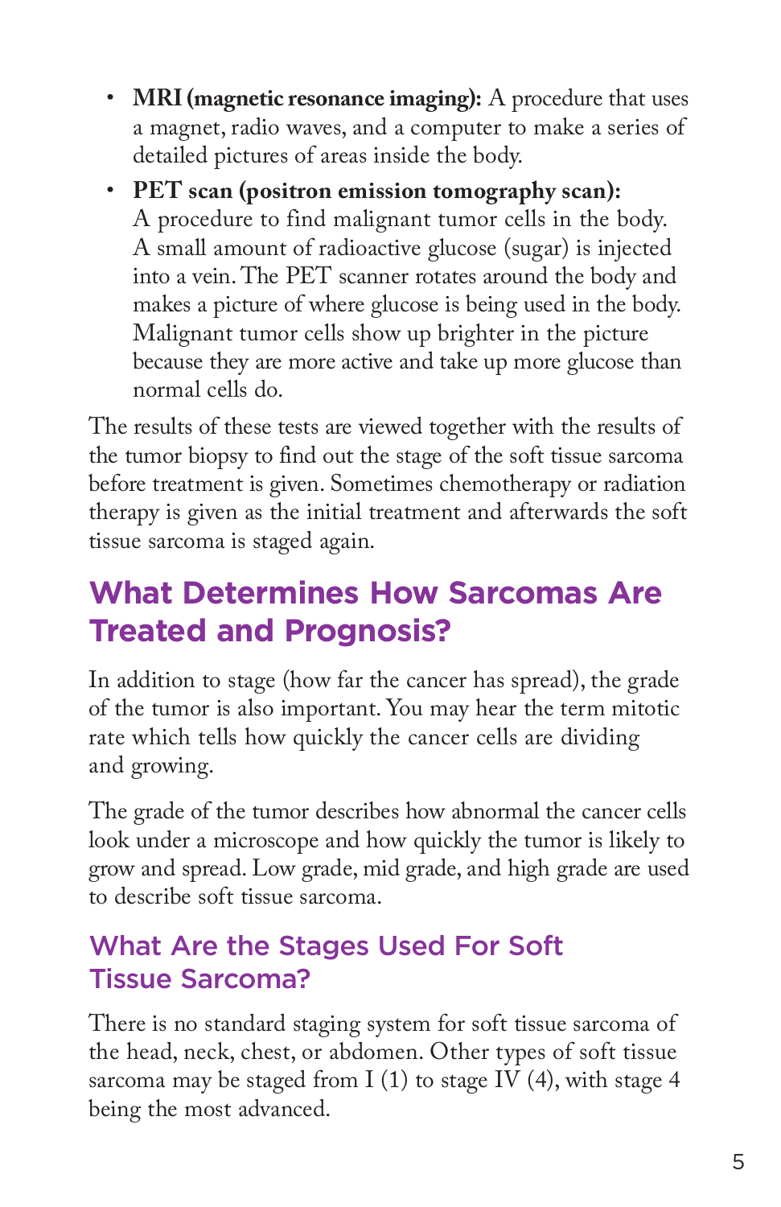- **MRI (magnetic resonance imaging):** A procedure that uses a magnet, radio waves, and a computer to make a series of detailed pictures of areas inside the body.
- **PET scan (positron emission tomography scan):** A procedure to find malignant tumor cells in the body. A small amount of radioactive glucose (sugar) is injected into a vein. The PET scanner rotates around the body and makes a picture of where glucose is being used in the body. Malignant tumor cells show up brighter in the picture because they are more active and take up more glucose than normal cells do.

The results of these tests are viewed together with the results of the tumor biopsy to find out the stage of the soft tissue sarcoma before treatment is given. Sometimes chemotherapy or radiation therapy is given as the initial treatment and afterwards the soft tissue sarcoma is staged again.

## What Determines How Sarcomas Are Treated and Prognosis?

In addition to stage (how far the cancer has spread), the grade of the tumor is also important. You may hear the term mitotic rate which tells how quickly the cancer cells are dividing and growing.

The grade of the tumor describes how abnormal the cancer cells look under a microscope and how quickly the tumor is likely to grow and spread. Low grade, mid grade, and high grade are used to describe soft tissue sarcoma.

### What Are the Stages Used For Soft Tissue Sarcoma?

There is no standard staging system for soft tissue sarcoma of the head, neck, chest, or abdomen. Other types of soft tissue sarcoma may be staged from I (1) to stage IV (4), with stage 4 being the most advanced.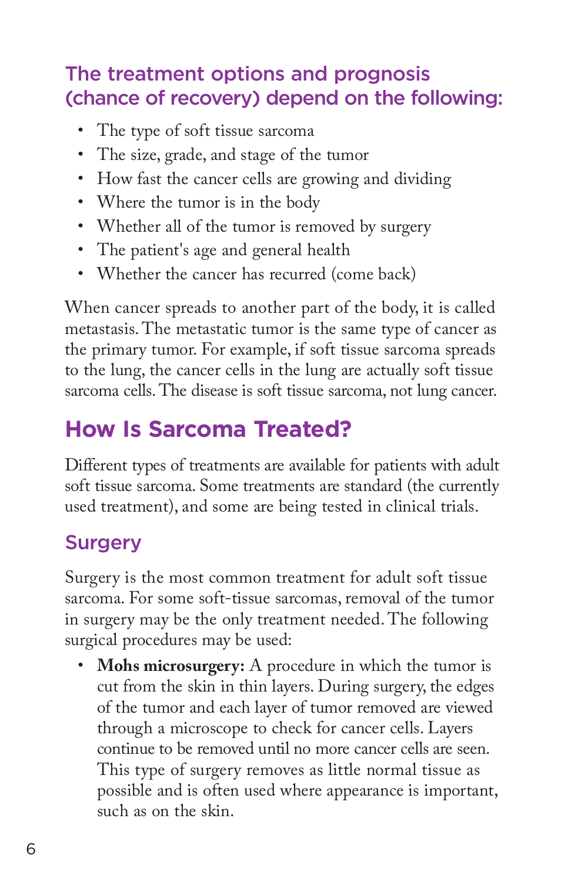### The treatment options and prognosis (chance of recovery) depend on the following:

- The type of soft tissue sarcoma
- The size, grade, and stage of the tumor
- How fast the cancer cells are growing and dividing
- Where the tumor is in the body
- Whether all of the tumor is removed by surgery
- The patient's age and general health
- Whether the cancer has recurred (come back)

When cancer spreads to another part of the body, it is called metastasis. The metastatic tumor is the same type of cancer as the primary tumor. For example, if soft tissue sarcoma spreads to the lung, the cancer cells in the lung are actually soft tissue sarcoma cells. The disease is soft tissue sarcoma, not lung cancer.

## How Is Sarcoma Treated?

Different types of treatments are available for patients with adult soft tissue sarcoma. Some treatments are standard (the currently used treatment), and some are being tested in clinical trials.

### Surgery

Surgery is the most common treatment for adult soft tissue sarcoma. For some soft-tissue sarcomas, removal of the tumor in surgery may be the only treatment needed. The following surgical procedures may be used:

- **Mohs microsurgery:** A procedure in which the tumor is cut from the skin in thin layers. During surgery, the edges of the tumor and each layer of tumor removed are viewed through a microscope to check for cancer cells. Layers continue to be removed until no more cancer cells are seen. This type of surgery removes as little normal tissue as possible and is often used where appearance is important, such as on the skin.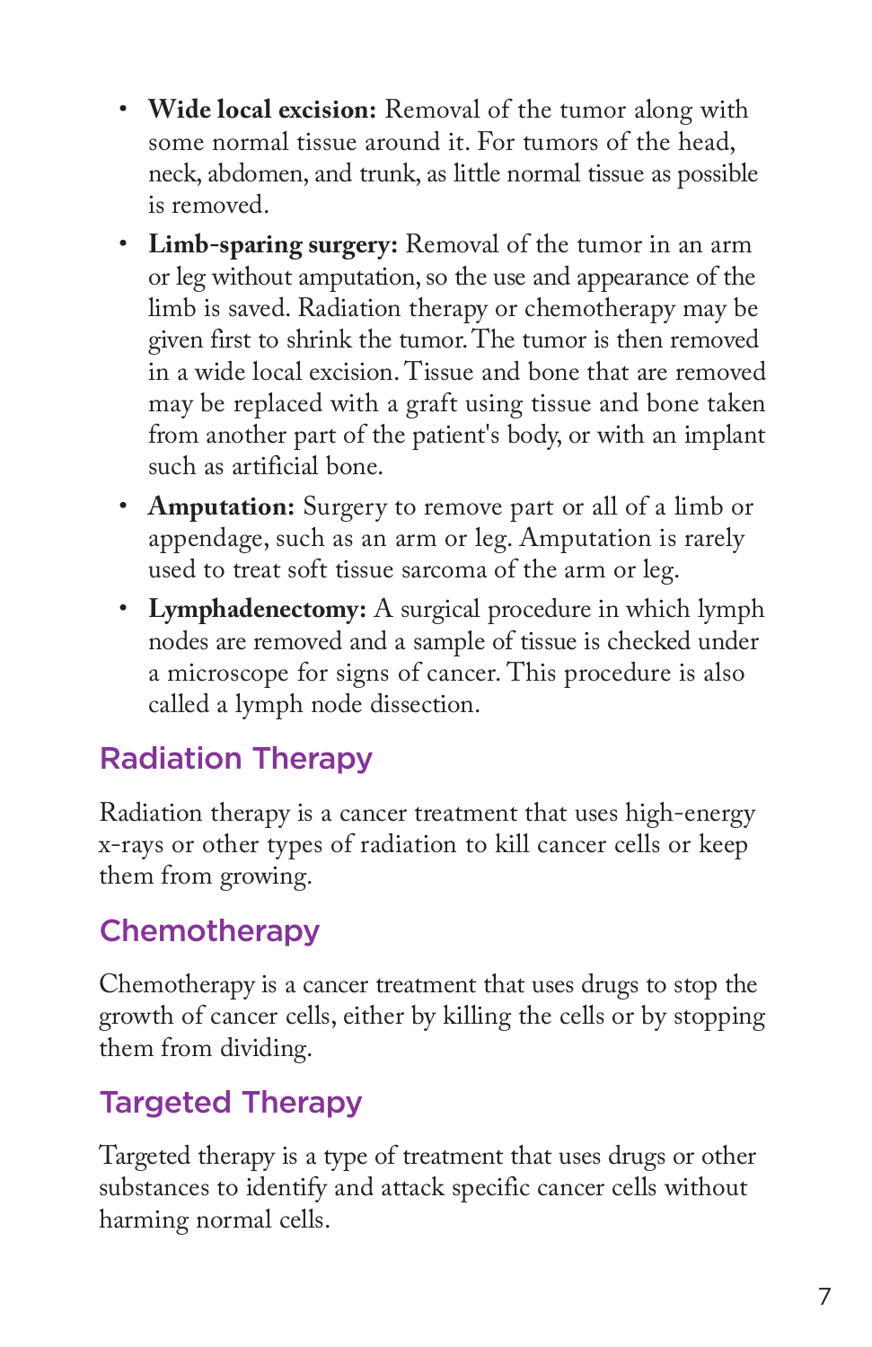- **Wide local excision:** Removal of the tumor along with some normal tissue around it. For tumors of the head, neck, abdomen, and trunk, as little normal tissue as possible is removed.
- **Limb-sparing surgery:** Removal of the tumor in an arm or leg without amputation, so the use and appearance of the limb is saved. Radiation therapy or chemotherapy may be given first to shrink the tumor. The tumor is then removed in a wide local excision. Tissue and bone that are removed may be replaced with a graft using tissue and bone taken from another part of the patient's body, or with an implant such as artificial bone.
- **Amputation:** Surgery to remove part or all of a limb or appendage, such as an arm or leg. Amputation is rarely used to treat soft tissue sarcoma of the arm or leg.
- **Lymphadenectomy:** A surgical procedure in which lymph nodes are removed and a sample of tissue is checked under a microscope for signs of cancer. This procedure is also called a lymph node dissection.

## Radiation Therapy

Radiation therapy is a cancer treatment that uses high-energy x-rays or other types of radiation to kill cancer cells or keep them from growing.

## Chemotherapy

Chemotherapy is a cancer treatment that uses drugs to stop the growth of cancer cells, either by killing the cells or by stopping them from dividing.

## Targeted Therapy

Targeted therapy is a type of treatment that uses drugs or other substances to identify and attack specific cancer cells without harming normal cells.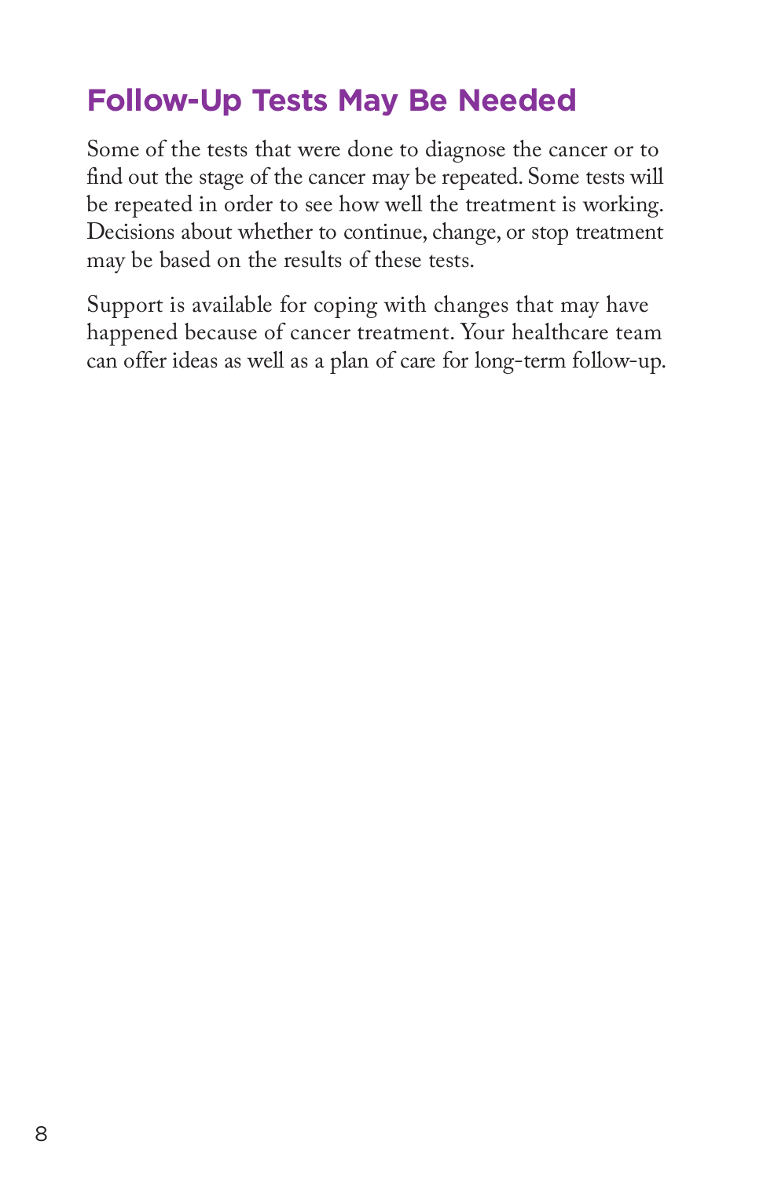## Follow-Up Tests May Be Needed

Some of the tests that were done to diagnose the cancer or to find out the stage of the cancer may be repeated. Some tests will be repeated in order to see how well the treatment is working. Decisions about whether to continue, change, or stop treatment may be based on the results of these tests.

Support is available for coping with changes that may have happened because of cancer treatment. Your healthcare team can offer ideas as well as a plan of care for long-term follow-up.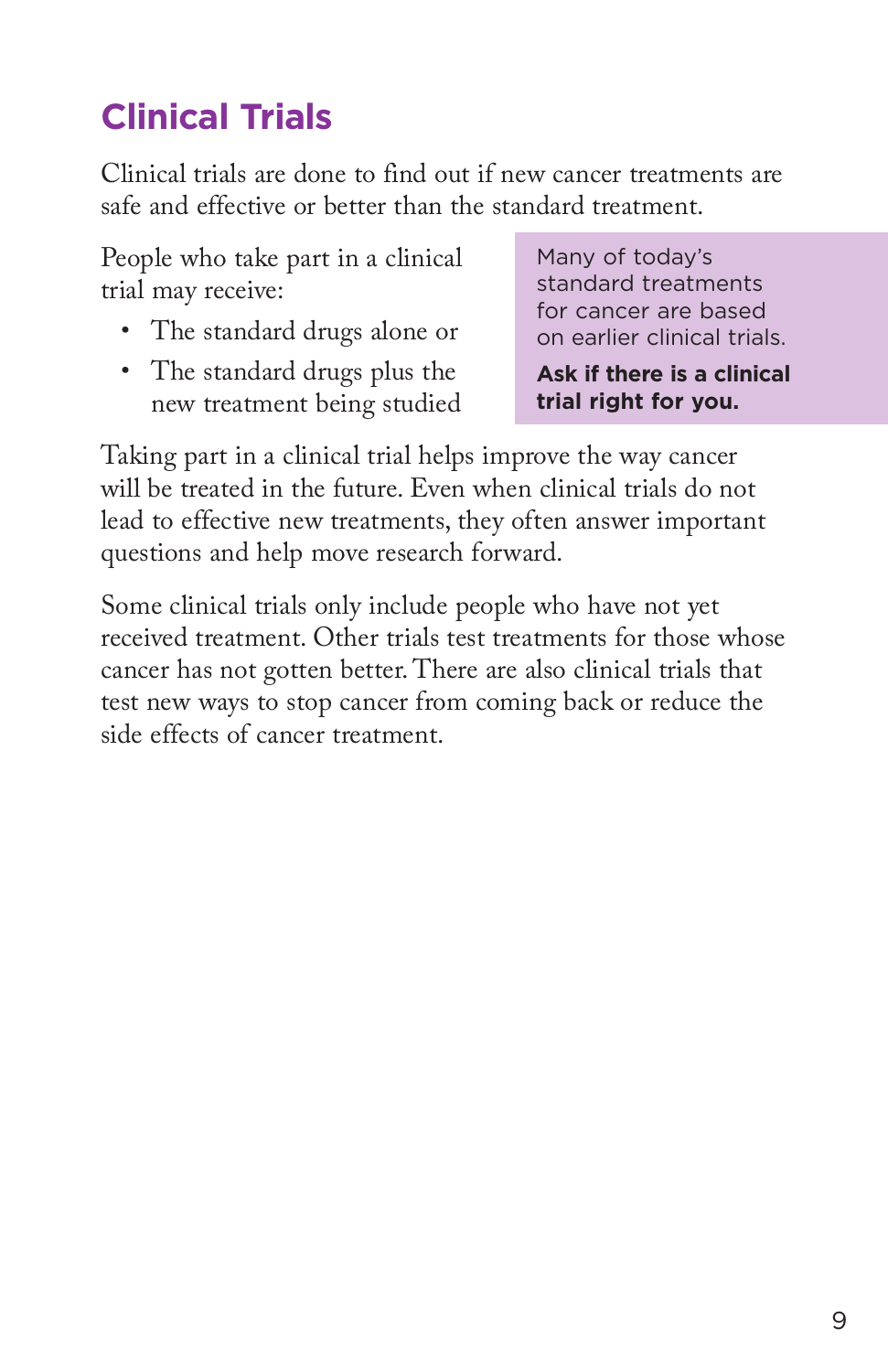## Clinical Trials

Clinical trials are done to find out if new cancer treatments are safe and effective or better than the standard treatment.

People who take part in a clinical trial may receive:

- The standard drugs alone or
- The standard drugs plus the new treatment being studied

Many of today's standard treatments for cancer are based on earlier clinical trials.

**Ask if there is a clinical trial right for you.**

Taking part in a clinical trial helps improve the way cancer will be treated in the future. Even when clinical trials do not lead to effective new treatments, they often answer important questions and help move research forward.

Some clinical trials only include people who have not yet received treatment. Other trials test treatments for those whose cancer has not gotten better. There are also clinical trials that test new ways to stop cancer from coming back or reduce the side effects of cancer treatment.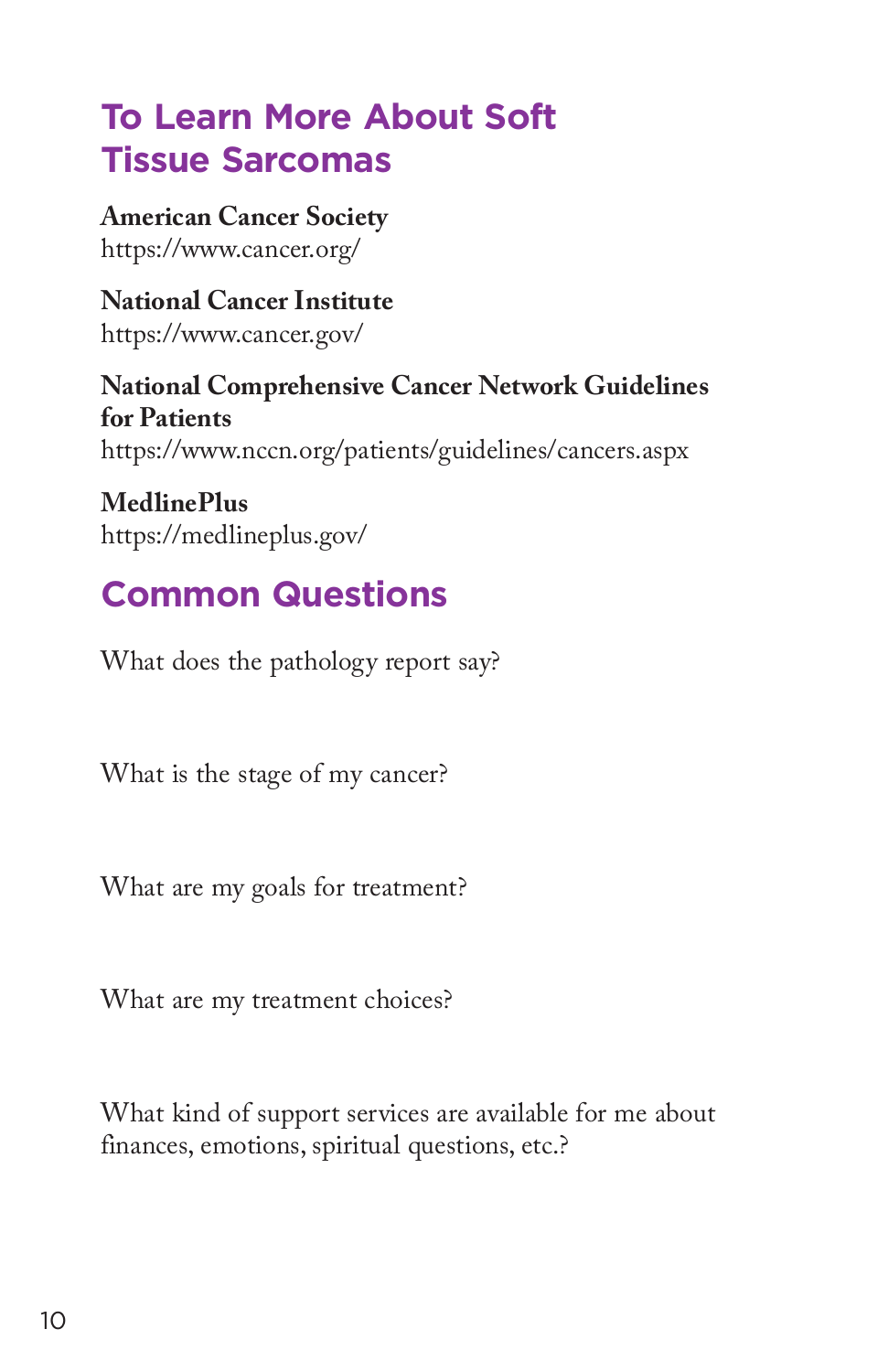## To Learn More About Soft Tissue Sarcomas

**American Cancer Society**
https://www.cancer.org/

**National Cancer Institute**
https://www.cancer.gov/

**National Comprehensive Cancer Network Guidelines for Patients**
https://www.nccn.org/patients/guidelines/cancers.aspx

**MedlinePlus**
https://medlineplus.gov/

## Common Questions

What does the pathology report say?

What is the stage of my cancer?

What are my goals for treatment?

What are my treatment choices?

What kind of support services are available for me about finances, emotions, spiritual questions, etc.?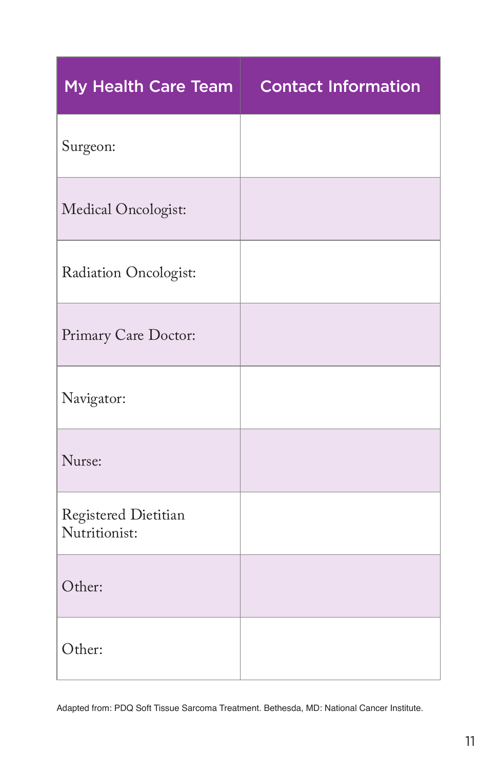| My Health Care Team | Contact Information |
| --- | --- |
| Surgeon: | |
| Medical Oncologist: | |
| Radiation Oncologist: | |
| Primary Care Doctor: | |
| Navigator: | |
| Nurse: | |
| Registered Dietitian Nutritionist: | |
| Other: | |
| Other: | |

Adapted from: PDQ Soft Tissue Sarcoma Treatment. Bethesda, MD: National Cancer Institute.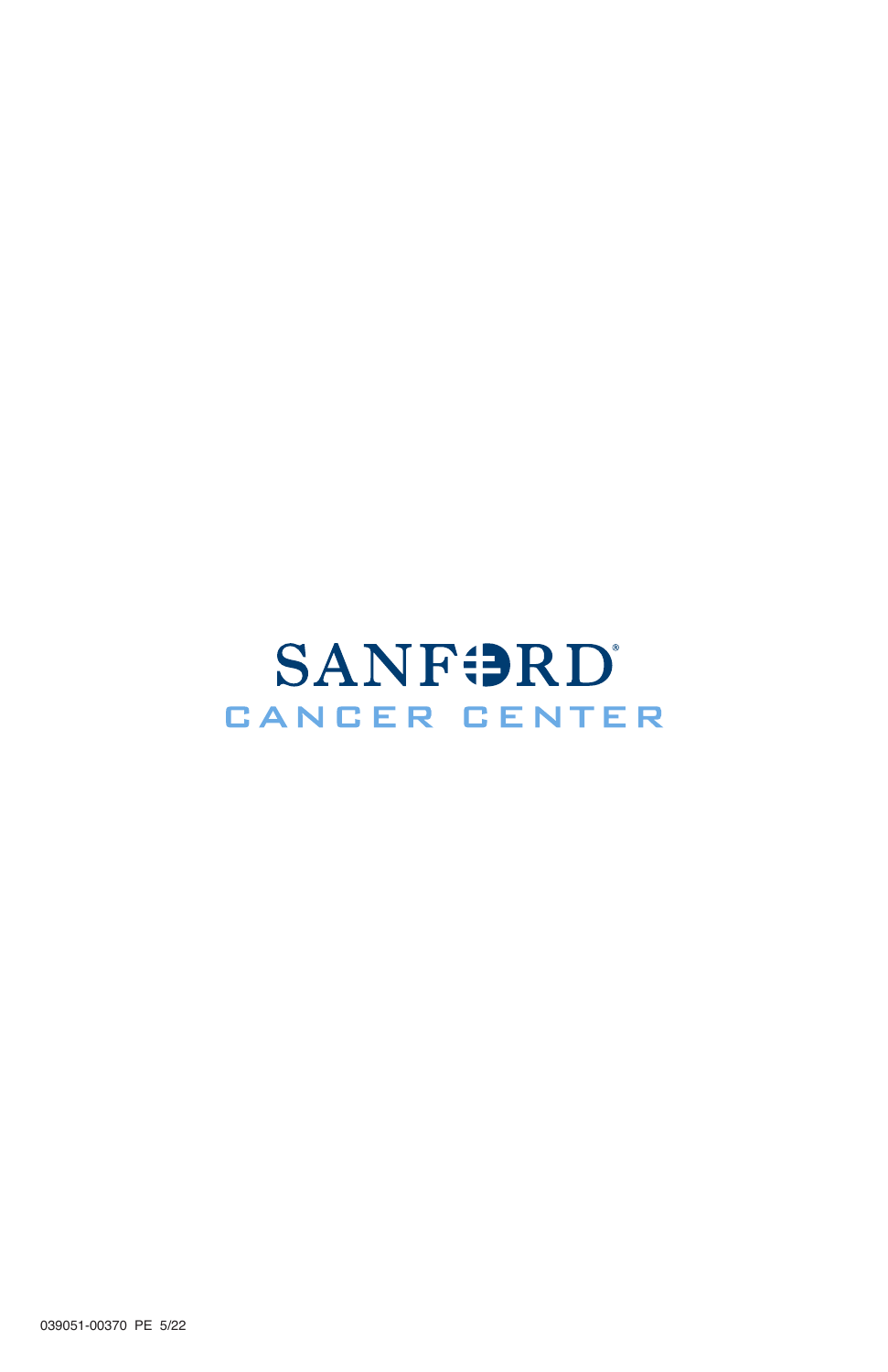SANFORD

CANCER CENTER

039051-00370 PE 5/22